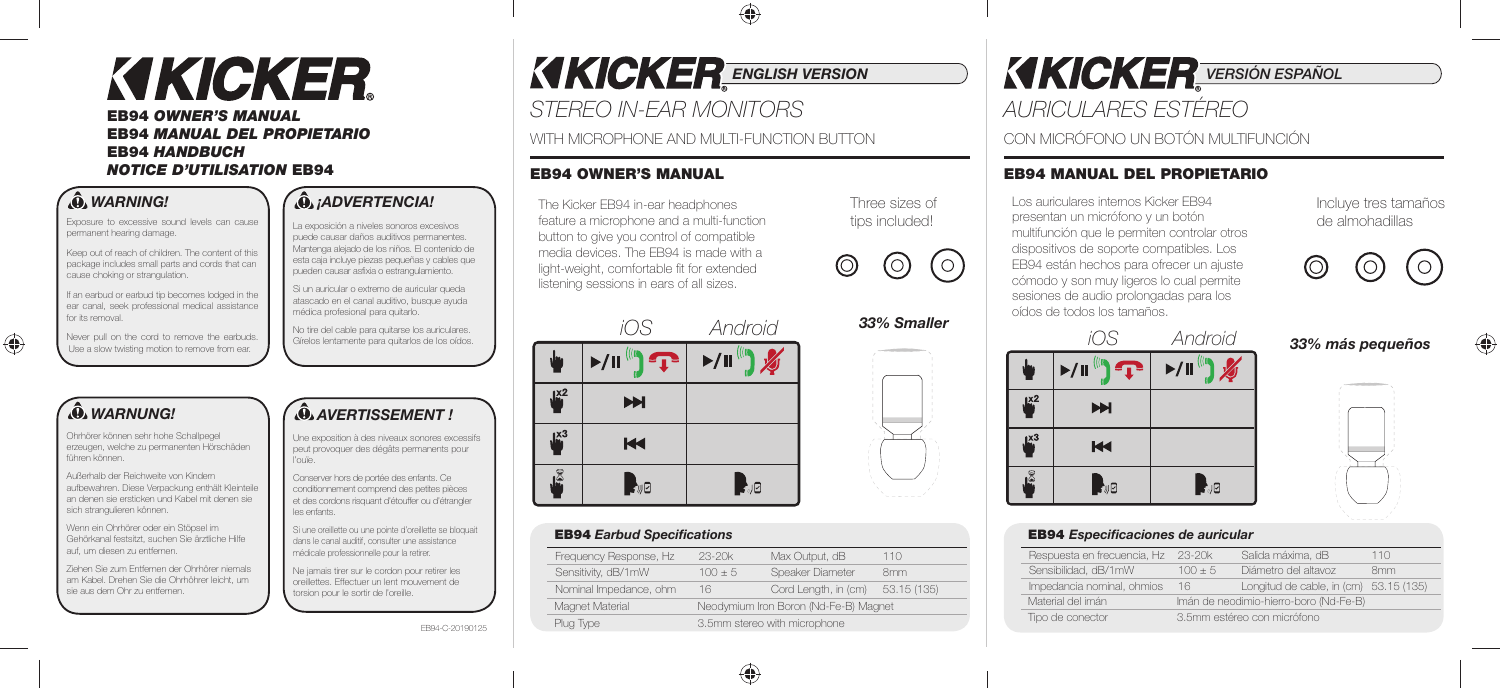# KICKER

**EB94 *OWNER'S MANUAL***
**EB94 *MANUAL DEL PROPIETARIO***
**EB94 *HANDBUCH***
***NOTICE D'UTILISATION* EB94**

## *WARNING!*

Exposure to excessive sound levels can cause permanent hearing damage.

Keep out of reach of children. The content of this package includes small parts and cords that can cause choking or strangulation.

If an earbud or earbud tip becomes lodged in the ear canal, seek professional medical assistance for its removal.

Never pull on the cord to remove the earbuds. Use a slow twisting motion to remove from ear.

## *¡ADVERTENCIA!*

La exposición a niveles sonoros excesivos puede causar daños auditivos permanentes. Mantenga alejado de los niños. El contenido de esta caja incluye piezas pequeñas y cables que pueden causar asfixia o estrangulamiento.

Si un auricular o extremo de auricular queda atascado en el canal auditivo, busque ayuda médica profesional para quitarlo.

No tire del cable para quitarse los auriculares. Gírelos lentamente para quitarlos de los oídos.

## *WARNUNG!*

Ohrhörer können sehr hohe Schallpegel erzeugen, welche zu permanenten Hörschäden führen können.

Außerhalb der Reichweite von Kindern aufbewahren. Diese Verpackung enthält Kleinteile an denen sie ersticken und Kabel mit denen sie sich strangulieren können.

Wenn ein Ohrhörer oder ein Stöpsel im Gehörkanal festsitzt, suchen Sie ärztliche Hilfe auf, um diesen zu entfernen.

Ziehen Sie zum Entfernen der Ohrhörer niemals am Kabel. Drehen Sie die Ohrhörer leicht, um sie aus dem Ohr zu entfernen.

## *AVERTISSEMENT !*

Une exposition à des niveaux sonores excessifs peut provoquer des dégâts permanents pour l'ouïe.

Conserver hors de portée des enfants. Ce conditionnement comprend des petites pièces et des cordons risquant d'étouffer ou d'étrangler les enfants.

Si une oreillette ou une pointe d'oreillette se bloquait dans le canal auditif, consulter une assistance médicale professionnelle pour la retirer.

Ne jamais tirer sur le cordon pour retirer les oreillettes. Effectuer un lent mouvement de torsion pour le sortir de l'oreille.

---

# KICKER *ENGLISH VERSION*

## *STEREO IN-EAR MONITORS*

WITH MICROPHONE AND MULTI-FUNCTION BUTTON

## EB94 OWNER'S MANUAL

The Kicker EB94 in-ear headphones feature a microphone and a multi-function button to give you control of compatible media devices. The EB94 is made with a light-weight, comfortable fit for extended listening sessions in ears of all sizes.

Three sizes of tips included!

***33% Smaller***

| | *iOS* | *Android* |
|---|---|---|
| Press | ▶/II / Answer / End call | ▶/II / Answer / Mute |
| Press x2 | ▶▶I | |
| Press x3 | I◀◀ | |
| Press and hold | Voice | Voice |

### EB94 *Earbud Specifications*

| | | | |
|---|---|---|---|
| Frequency Response, Hz | 23-20k | Max Output, dB | 110 |
| Sensitivity, dB/1mW | 100 ± 5 | Speaker Diameter | 8mm |
| Nominal Impedance, ohm | 16 | Cord Length, in (cm) | 53.15 (135) |
| Magnet Material | Neodymium Iron Boron (Nd-Fe-B) Magnet | | |
| Plug Type | 3.5mm stereo with microphone | | |

EB94-C-20190125

---

# KICKER *VERSIÓN ESPAÑOL*

## *AURICULARES ESTÉREO*

CON MICRÓFONO UN BOTÓN MULTIFUNCIÓN

## EB94 MANUAL DEL PROPIETARIO

Los auriculares internos Kicker EB94 presentan un micrófono y un botón multifunción que le permiten controlar otros dispositivos de soporte compatibles. Los EB94 están hechos para ofrecer un ajuste cómodo y son muy ligeros lo cual permite sesiones de audio prolongadas para los oídos de todos los tamaños.

Incluye tres tamaños de almohadillas

***33% más pequeños***

| | *iOS* | *Android* |
|---|---|---|
| Press | ▶/II / Answer / End call | ▶/II / Answer / Mute |
| Press x2 | ▶▶I | |
| Press x3 | I◀◀ | |
| Press and hold | Voice | Voice |

### EB94 *Especificaciones de auricular*

| | | | |
|---|---|---|---|
| Respuesta en frecuencia, Hz | 23-20k | Salida máxima, dB | 110 |
| Sensibilidad, dB/1mW | 100 ± 5 | Diámetro del altavoz | 8mm |
| Impedancia nominal, ohmios | 16 | Longitud de cable, in (cm) | 53.15 (135) |
| Material del imán | Imán de neodimio-hierro-boro (Nd-Fe-B) | | |
| Tipo de conector | 3.5mm estéreo con micrófono | | |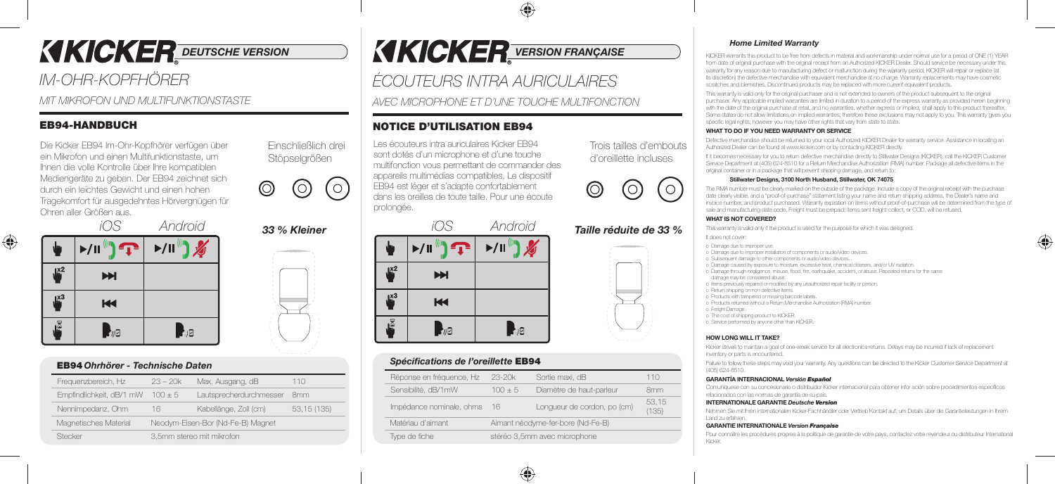# KICKER *DEUTSCHE VERSION*

# *IM-OHR-KOPFHÖRER*

*MIT MIKROFON UND MULTIFUNKTIONSTASTE*

## EB94-HANDBUCH

Die Kicker EB94 Im-Ohr-Kopfhörer verfügen über ein Mikrofon und einen Multifunktionstaste, um Ihnen die volle Kontrolle über Ihre kompatiblen Mediengeräte zu geben. Der EB94 zeichnet sich durch ein leichtes Gewicht und einen hohen Tragekomfort für ausgedehntes Hörvergnügen für Ohren aller Größen aus.

Einschließlich drei Stöpselgrößen

| | iOS | Android |
|---|---|---|
| | ▶/II | ▶/II |
| x2 | ▶▶I | |
| x3 | I◀◀ | |
| | | |

***33 % Kleiner***

### EB94 *Ohrhörer - Technische Daten*

| | | | |
|---|---|---|---|
| Frequenzbereich, Hz | 23 – 20k | Max. Ausgang, dB | 110 |
| Empfindlichkeit, dB/1 mW | 100 ± 5 | Lautsprecherdurchmesser | 8mm |
| Nennimpedanz, Ohm | 16 | Kabellänge, Zoll (cm) | 53,15 (135) |
| Magnetisches Material | Neodym-Eisen-Bor (Nd-Fe-B) Magnet | | |
| Stecker | 3,5mm stereo mit mikrofon | | |

# KICKER *VERSION FRANÇAISE*

# *ÉCOUTEURS INTRA AURICULAIRES*

*AVEC MICROPHONE ET D'UNE TOUCHE MULTIFONCTION*

## NOTICE D'UTILISATION EB94

Les écouteurs intra auriculaires Kicker EB94 sont dotés d'un microphone et d'une touche multifonction vous permettant de commander des appareils multimédias compatibles. Le dispositif EB94 est léger et s'adapte confortablement dans les oreilles de toute taille. Pour une écoute prolongée.

Trois tailles d'embouts d'oreillette incluses

| | iOS | Android |
|---|---|---|
| | ▶/II | ▶/II |
| x2 | ▶▶I | |
| x3 | I◀◀ | |
| | | |

***Taille réduite de 33 %***

### *Spécifications de l'oreillette* EB94

| | | | |
|---|---|---|---|
| Réponse en fréquence, Hz | 23-20k | Sortie maxi, dB | 110 |
| Sensibilité, dB/1mW | 100 ± 5 | Diamètre de haut-parleur | 8mm |
| Impédance nominale, ohms | 16 | Longueur de cordon, po (cm) | 53,15 (135) |
| Matériau d'aimant | Aimant néodyme-fer-bore (Nd-Fe-B) | | |
| Type de fiche | stéréo 3,5mm avec microphone | | |

### *Home Limited Warranty*

KICKER warrants this product to be free from defects in material and workmanship under normal use for a period of ONE (1) YEAR from date of original purchase with the original receipt from an Authorized KICKER Dealer. Should service be necessary under this warranty for any reason due to manufacturing defect or malfunction during the warranty period, KICKER will repair or replace (at its discretion) the defective merchandise with equivalent merchandise at no charge. Warranty replacements may have cosmetic scratches and blemishes. Discontinued products may be replaced with more current equivalent products.

This warranty is valid only for the original purchaser and is not extended to owners of the product subsequent to the original purchaser. Any applicable implied warranties are limited in duration to a period of the express warranty as provided herein beginning with the date of the original purchase at retail, and no warranties, whether express or implied, shall apply to this product thereafter. Some states do not allow limitations on implied warranties; therefore these exclusions may not apply to you. This warranty gives you specific legal rights; however you may have other rights that vary from state to state.

#### WHAT TO DO IF YOU NEED WARRANTY OR SERVICE

Defective merchandise should be returned to your local Authorized KICKER Dealer for warranty service. Assistance in locating an Authorized Dealer can be found at www.kicker.com or by contacting KICKER directly.

If it becomes necessary for you to return defective merchandise directly to Stillwater Designs (KICKER), call the KICKER Customer Service Department at (405) 624-8510 for a Return Merchandise Authorization (RMA) number. Package all defective items in the original container or in a package that will prevent shipping damage, and return to:

**Stillwater Designs, 3100 North Husband, Stillwater, OK 74075**

The RMA number must be clearly marked on the outside of the package. Include a copy of the original receipt with the purchase date clearly visible, and a "proof-of-purchase" statement listing your name and return shipping address, the Dealer's name and invoice number, and product purchased. Warranty expiration on items without proof-of-purchase will be determined from the type of sale and manufacturing date code. Freight must be prepaid; items sent freight-collect, or COD, will be refused.

#### WHAT IS NOT COVERED?

This warranty is valid only if the product is used for the purpose for which it was designed.

It does not cover:

- Damage due to improper use.
- Damage due to improper installation of components or audio/video devices.
- Subsequent damage to other components or audio/video devices.
- Damage caused by exposure to moisture, excessive heat, chemical cleaners, and/or UV radiation.
- Damage through negligence, misuse, flood, fire, earthquake, accident, or abuse. Repeated returns for the same damage may be considered abuse.
- Items previously repaired or modified by any unauthorized repair facility or person.
- Return shipping on non-defective items.
- Products with tampered or missing barcode labels.
- Products returned without a Return Merchandise Authorization (RMA) number.
- Freight Damage.
- The cost of shipping product to KICKER.
- Service performed by anyone other than KICKER.

#### HOW LONG WILL IT TAKE?

Kicker strives to maintain a goal of one-week service for all electronics returns. Delays may be incurred if lack of replacement inventory or parts is encountered.

Failure to follow these steps may void your warranty. Any questions can be directed to the Kicker Customer Service Department at (405) 624-8510.

#### GARANTÍA INTERNACIONAL *Versión Español*

Comuníquese con su concesionario o distribuidor Kicker internacional para obtener infor ación sobre procedimientos específicos relacionados con las normas de garantía de su país.

#### INTERNATIONALE GARANTIE *Deutsche Version*

Nehmen Sie mit Ihren internationalen Kicker-Fachhändler oder Vertrieb Kontakt auf, um Details über die Garantieleistungen in Ihrem Land zu erfahren.

#### GARANTIE INTERNATIONALE *Version Française*

Pour connaître les procédures propres à la politique de garantie de votre pays, contactez votre revendeur ou distributeur International Kicker.